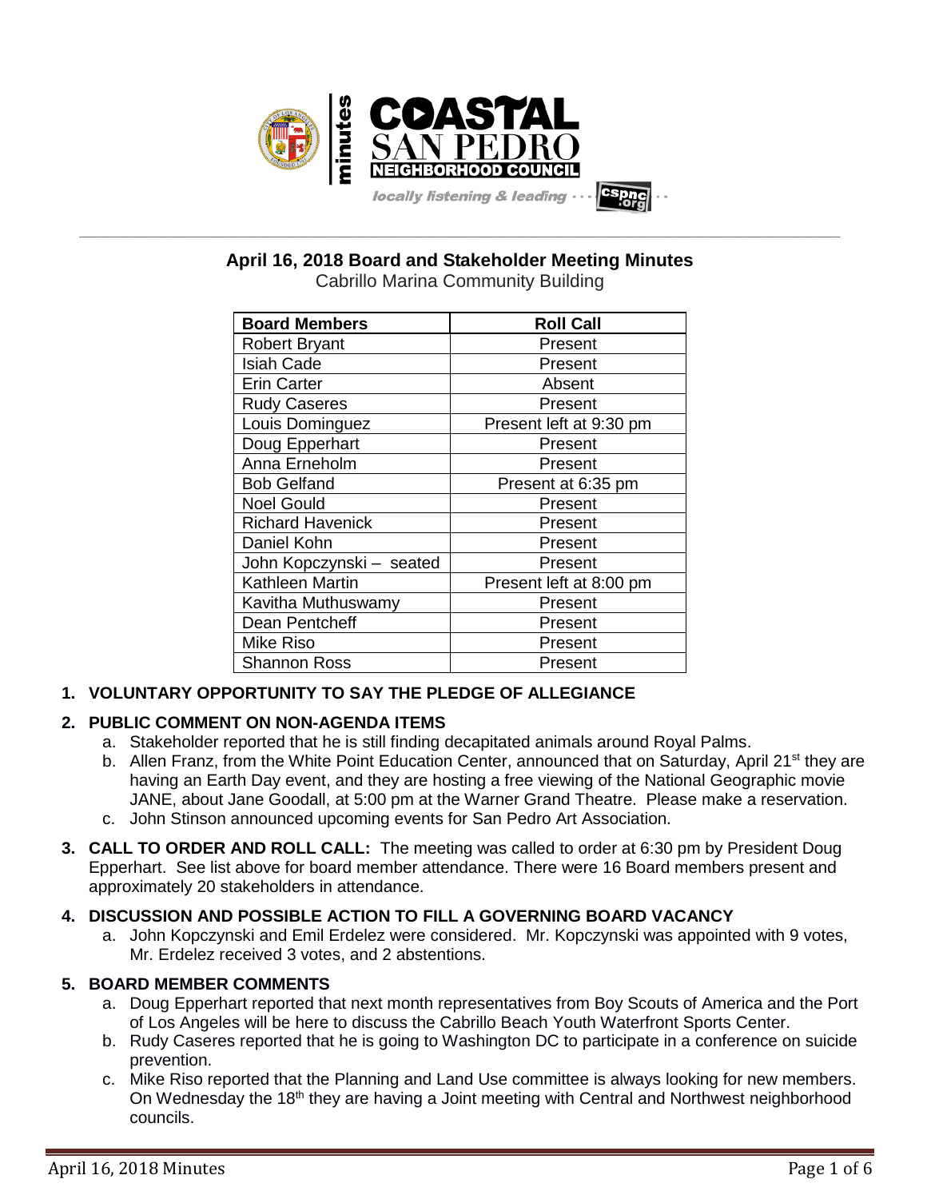minutes

COASTAL SAN PEDRO NEIGHBORHOOD COUNCIL

*locally listening & leading* cspnc.org

## April 16, 2018 Board and Stakeholder Meeting Minutes

Cabrillo Marina Community Building

| Board Members | Roll Call |
|---|---|
| Robert Bryant | Present |
| Isiah Cade | Present |
| Erin Carter | Absent |
| Rudy Caseres | Present |
| Louis Dominguez | Present left at 9:30 pm |
| Doug Epperhart | Present |
| Anna Erneholm | Present |
| Bob Gelfand | Present at 6:35 pm |
| Noel Gould | Present |
| Richard Havenick | Present |
| Daniel Kohn | Present |
| John Kopczynski – seated | Present |
| Kathleen Martin | Present left at 8:00 pm |
| Kavitha Muthuswamy | Present |
| Dean Pentcheff | Present |
| Mike Riso | Present |
| Shannon Ross | Present |

1. **VOLUNTARY OPPORTUNITY TO SAY THE PLEDGE OF ALLEGIANCE**

2. **PUBLIC COMMENT ON NON-AGENDA ITEMS**
   a. Stakeholder reported that he is still finding decapitated animals around Royal Palms.
   b. Allen Franz, from the White Point Education Center, announced that on Saturday, April 21st they are having an Earth Day event, and they are hosting a free viewing of the National Geographic movie JANE, about Jane Goodall, at 5:00 pm at the Warner Grand Theatre. Please make a reservation.
   c. John Stinson announced upcoming events for San Pedro Art Association.

3. **CALL TO ORDER AND ROLL CALL:** The meeting was called to order at 6:30 pm by President Doug Epperhart. See list above for board member attendance. There were 16 Board members present and approximately 20 stakeholders in attendance.

4. **DISCUSSION AND POSSIBLE ACTION TO FILL A GOVERNING BOARD VACANCY**
   a. John Kopczynski and Emil Erdelez were considered. Mr. Kopczynski was appointed with 9 votes, Mr. Erdelez received 3 votes, and 2 abstentions.

5. **BOARD MEMBER COMMENTS**
   a. Doug Epperhart reported that next month representatives from Boy Scouts of America and the Port of Los Angeles will be here to discuss the Cabrillo Beach Youth Waterfront Sports Center.
   b. Rudy Caseres reported that he is going to Washington DC to participate in a conference on suicide prevention.
   c. Mike Riso reported that the Planning and Land Use committee is always looking for new members. On Wednesday the 18th they are having a Joint meeting with Central and Northwest neighborhood councils.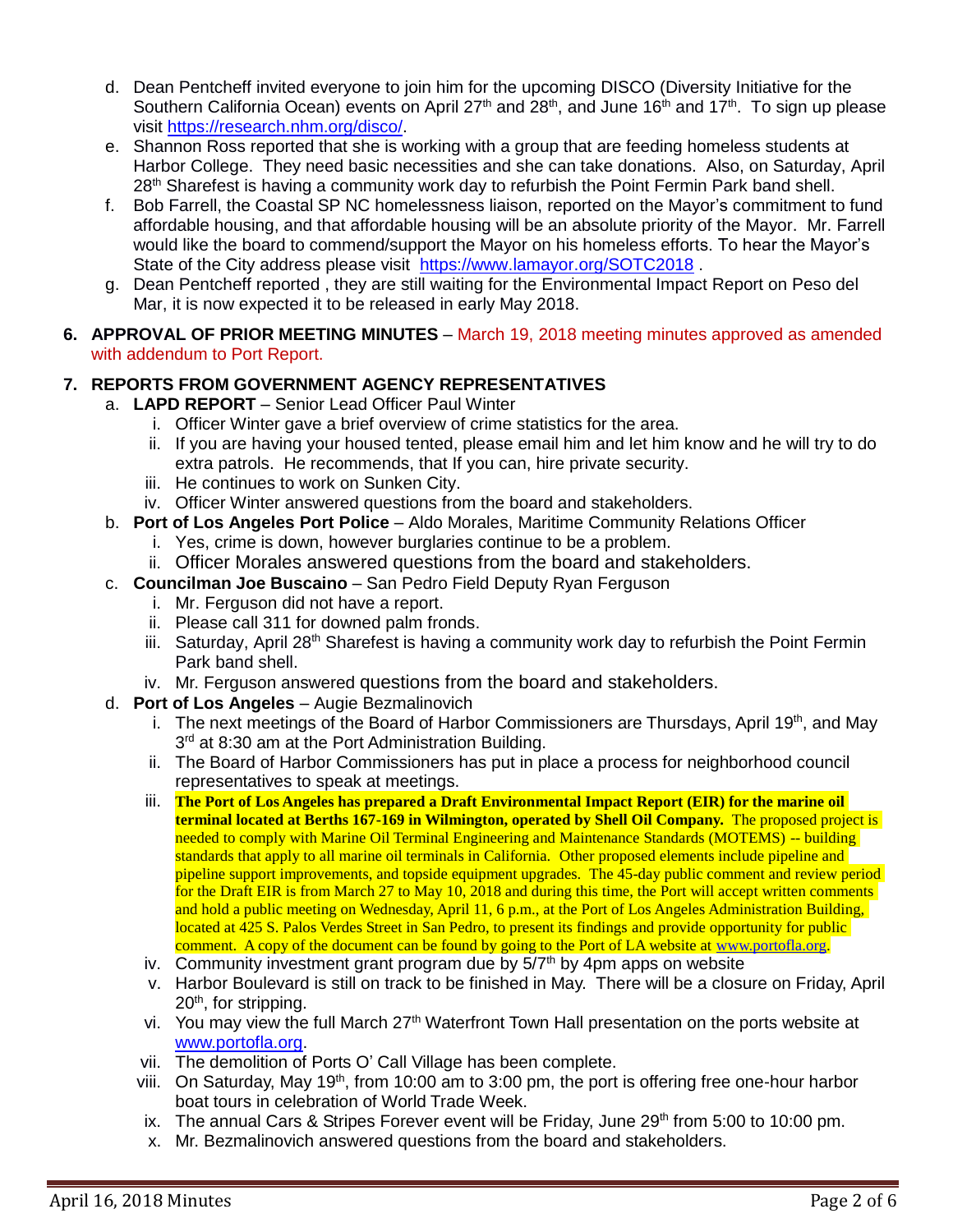d. Dean Pentcheff invited everyone to join him for the upcoming DISCO (Diversity Initiative for the Southern California Ocean) events on April 27th and 28th, and June 16th and 17th. To sign up please visit https://research.nhm.org/disco/.

e. Shannon Ross reported that she is working with a group that are feeding homeless students at Harbor College. They need basic necessities and she can take donations. Also, on Saturday, April 28th Sharefest is having a community work day to refurbish the Point Fermin Park band shell.

f. Bob Farrell, the Coastal SP NC homelessness liaison, reported on the Mayor's commitment to fund affordable housing, and that affordable housing will be an absolute priority of the Mayor. Mr. Farrell would like the board to commend/support the Mayor on his homeless efforts. To hear the Mayor's State of the City address please visit https://www.lamayor.org/SOTC2018 .

g. Dean Pentcheff reported , they are still waiting for the Environmental Impact Report on Peso del Mar, it is now expected it to be released in early May 2018.

**6. APPROVAL OF PRIOR MEETING MINUTES** – March 19, 2018 meeting minutes approved as amended with addendum to Port Report.

**7. REPORTS FROM GOVERNMENT AGENCY REPRESENTATIVES**

a. **LAPD REPORT** – Senior Lead Officer Paul Winter
   i. Officer Winter gave a brief overview of crime statistics for the area.
   ii. If you are having your housed tented, please email him and let him know and he will try to do extra patrols. He recommends, that If you can, hire private security.
   iii. He continues to work on Sunken City.
   iv. Officer Winter answered questions from the board and stakeholders.

b. **Port of Los Angeles Port Police** – Aldo Morales, Maritime Community Relations Officer
   i. Yes, crime is down, however burglaries continue to be a problem.
   ii. Officer Morales answered questions from the board and stakeholders.

c. **Councilman Joe Buscaino** – San Pedro Field Deputy Ryan Ferguson
   i. Mr. Ferguson did not have a report.
   ii. Please call 311 for downed palm fronds.
   iii. Saturday, April 28th Sharefest is having a community work day to refurbish the Point Fermin Park band shell.
   iv. Mr. Ferguson answered questions from the board and stakeholders.

d. **Port of Los Angeles** – Augie Bezmalinovich
   i. The next meetings of the Board of Harbor Commissioners are Thursdays, April 19th, and May 3rd at 8:30 am at the Port Administration Building.
   ii. The Board of Harbor Commissioners has put in place a process for neighborhood council representatives to speak at meetings.
   iii. **The Port of Los Angeles has prepared a Draft Environmental Impact Report (EIR) for the marine oil terminal located at Berths 167-169 in Wilmington, operated by Shell Oil Company.** The proposed project is needed to comply with Marine Oil Terminal Engineering and Maintenance Standards (MOTEMS) -- building standards that apply to all marine oil terminals in California. Other proposed elements include pipeline and pipeline support improvements, and topside equipment upgrades. The 45-day public comment and review period for the Draft EIR is from March 27 to May 10, 2018 and during this time, the Port will accept written comments and hold a public meeting on Wednesday, April 11, 6 p.m., at the Port of Los Angeles Administration Building, located at 425 S. Palos Verdes Street in San Pedro, to present its findings and provide opportunity for public comment. A copy of the document can be found by going to the Port of LA website at www.portofla.org.
   iv. Community investment grant program due by 5/7th by 4pm apps on website
   v. Harbor Boulevard is still on track to be finished in May. There will be a closure on Friday, April 20th, for stripping.
   vi. You may view the full March 27th Waterfront Town Hall presentation on the ports website at www.portofla.org.
   vii. The demolition of Ports O' Call Village has been complete.
   viii. On Saturday, May 19th, from 10:00 am to 3:00 pm, the port is offering free one-hour harbor boat tours in celebration of World Trade Week.
   ix. The annual Cars & Stripes Forever event will be Friday, June 29th from 5:00 to 10:00 pm.
   x. Mr. Bezmalinovich answered questions from the board and stakeholders.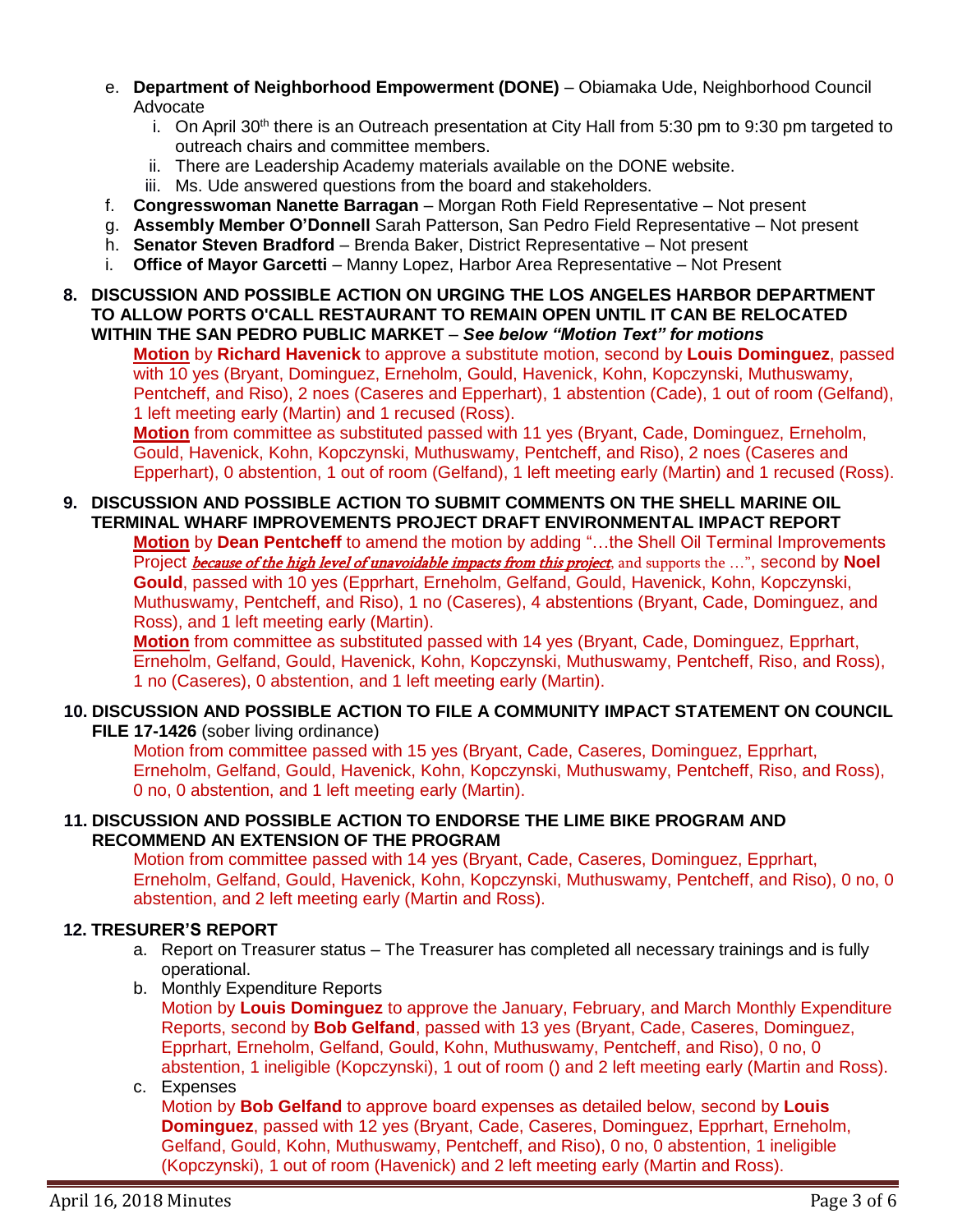e. **Department of Neighborhood Empowerment (DONE)** – Obiamaka Ude, Neighborhood Council Advocate
   i. On April 30th there is an Outreach presentation at City Hall from 5:30 pm to 9:30 pm targeted to outreach chairs and committee members.
   ii. There are Leadership Academy materials available on the DONE website.
   iii. Ms. Ude answered questions from the board and stakeholders.

f. **Congresswoman Nanette Barragan** – Morgan Roth Field Representative – Not present

g. **Assembly Member O'Donnell** Sarah Patterson, San Pedro Field Representative – Not present

h. **Senator Steven Bradford** – Brenda Baker, District Representative – Not present

i. **Office of Mayor Garcetti** – Manny Lopez, Harbor Area Representative – Not Present

**8. DISCUSSION AND POSSIBLE ACTION ON URGING THE LOS ANGELES HARBOR DEPARTMENT TO ALLOW PORTS O'CALL RESTAURANT TO REMAIN OPEN UNTIL IT CAN BE RELOCATED WITHIN THE SAN PEDRO PUBLIC MARKET** – ***See below "Motion Text" for motions***

**Motion** by **Richard Havenick** to approve a substitute motion, second by **Louis Dominguez**, passed with 10 yes (Bryant, Dominguez, Erneholm, Gould, Havenick, Kohn, Kopczynski, Muthuswamy, Pentcheff, and Riso), 2 noes (Caseres and Epperhart), 1 abstention (Cade), 1 out of room (Gelfand), 1 left meeting early (Martin) and 1 recused (Ross).

**Motion** from committee as substituted passed with 11 yes (Bryant, Cade, Dominguez, Erneholm, Gould, Havenick, Kohn, Kopczynski, Muthuswamy, Pentcheff, and Riso), 2 noes (Caseres and Epperhart), 0 abstention, 1 out of room (Gelfand), 1 left meeting early (Martin) and 1 recused (Ross).

**9. DISCUSSION AND POSSIBLE ACTION TO SUBMIT COMMENTS ON THE SHELL MARINE OIL TERMINAL WHARF IMPROVEMENTS PROJECT DRAFT ENVIRONMENTAL IMPACT REPORT**

**Motion** by **Dean Pentcheff** to amend the motion by adding "…the Shell Oil Terminal Improvements Project ***because of the high level of unavoidable impacts from this project***, and supports the …", second by **Noel Gould**, passed with 10 yes (Epprhart, Erneholm, Gelfand, Gould, Havenick, Kohn, Kopczynski, Muthuswamy, Pentcheff, and Riso), 1 no (Caseres), 4 abstentions (Bryant, Cade, Dominguez, and Ross), and 1 left meeting early (Martin).

**Motion** from committee as substituted passed with 14 yes (Bryant, Cade, Dominguez, Epprhart, Erneholm, Gelfand, Gould, Havenick, Kohn, Kopczynski, Muthuswamy, Pentcheff, Riso, and Ross), 1 no (Caseres), 0 abstention, and 1 left meeting early (Martin).

**10. DISCUSSION AND POSSIBLE ACTION TO FILE A COMMUNITY IMPACT STATEMENT ON COUNCIL FILE 17-1426** (sober living ordinance)

Motion from committee passed with 15 yes (Bryant, Cade, Caseres, Dominguez, Epprhart, Erneholm, Gelfand, Gould, Havenick, Kohn, Kopczynski, Muthuswamy, Pentcheff, Riso, and Ross), 0 no, 0 abstention, and 1 left meeting early (Martin).

**11. DISCUSSION AND POSSIBLE ACTION TO ENDORSE THE LIME BIKE PROGRAM AND RECOMMEND AN EXTENSION OF THE PROGRAM**

Motion from committee passed with 14 yes (Bryant, Cade, Caseres, Dominguez, Epprhart, Erneholm, Gelfand, Gould, Havenick, Kohn, Kopczynski, Muthuswamy, Pentcheff, and Riso), 0 no, 0 abstention, and 2 left meeting early (Martin and Ross).

**12. TRESURER'S REPORT**

a. Report on Treasurer status – The Treasurer has completed all necessary trainings and is fully operational.

b. Monthly Expenditure Reports

   Motion by **Louis Dominguez** to approve the January, February, and March Monthly Expenditure Reports, second by **Bob Gelfand**, passed with 13 yes (Bryant, Cade, Caseres, Dominguez, Epprhart, Erneholm, Gelfand, Gould, Kohn, Muthuswamy, Pentcheff, and Riso), 0 no, 0 abstention, 1 ineligible (Kopczynski), 1 out of room () and 2 left meeting early (Martin and Ross).

c. Expenses

   Motion by **Bob Gelfand** to approve board expenses as detailed below, second by **Louis Dominguez**, passed with 12 yes (Bryant, Cade, Caseres, Dominguez, Epprhart, Erneholm, Gelfand, Gould, Kohn, Muthuswamy, Pentcheff, and Riso), 0 no, 0 abstention, 1 ineligible (Kopczynski), 1 out of room (Havenick) and 2 left meeting early (Martin and Ross).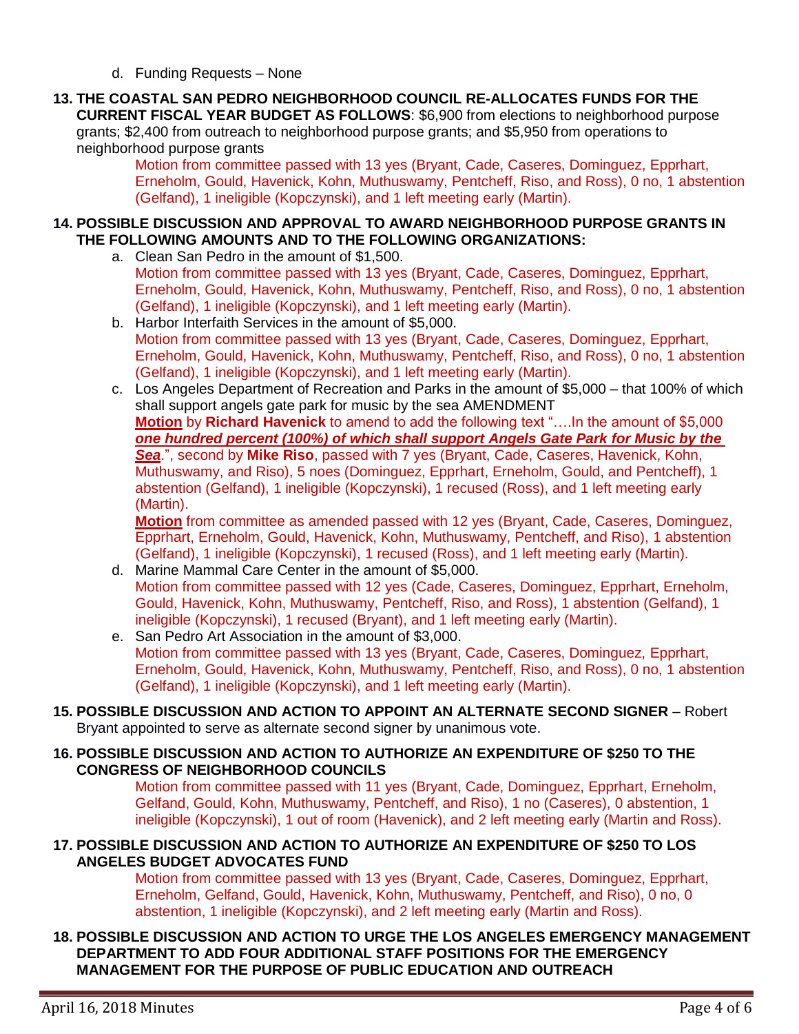d. Funding Requests – None

**13. THE COASTAL SAN PEDRO NEIGHBORHOOD COUNCIL RE-ALLOCATES FUNDS FOR THE CURRENT FISCAL YEAR BUDGET AS FOLLOWS**: $6,900 from elections to neighborhood purpose grants; $2,400 from outreach to neighborhood purpose grants; and $5,950 from operations to neighborhood purpose grants

Motion from committee passed with 13 yes (Bryant, Cade, Caseres, Dominguez, Epprhart, Erneholm, Gould, Havenick, Kohn, Muthuswamy, Pentcheff, Riso, and Ross), 0 no, 1 abstention (Gelfand), 1 ineligible (Kopczynski), and 1 left meeting early (Martin).

**14. POSSIBLE DISCUSSION AND APPROVAL TO AWARD NEIGHBORHOOD PURPOSE GRANTS IN THE FOLLOWING AMOUNTS AND TO THE FOLLOWING ORGANIZATIONS:**

a. Clean San Pedro in the amount of $1,500.
Motion from committee passed with 13 yes (Bryant, Cade, Caseres, Dominguez, Epprhart, Erneholm, Gould, Havenick, Kohn, Muthuswamy, Pentcheff, Riso, and Ross), 0 no, 1 abstention (Gelfand), 1 ineligible (Kopczynski), and 1 left meeting early (Martin).

b. Harbor Interfaith Services in the amount of $5,000.
Motion from committee passed with 13 yes (Bryant, Cade, Caseres, Dominguez, Epprhart, Erneholm, Gould, Havenick, Kohn, Muthuswamy, Pentcheff, Riso, and Ross), 0 no, 1 abstention (Gelfand), 1 ineligible (Kopczynski), and 1 left meeting early (Martin).

c. Los Angeles Department of Recreation and Parks in the amount of $5,000 – that 100% of which shall support angels gate park for music by the sea AMENDMENT
**Motion** by **Richard Havenick** to amend to add the following text "….In the amount of $5,000 ***one hundred percent (100%) of which shall support Angels Gate Park for Music by the Sea***.", second by **Mike Riso**, passed with 7 yes (Bryant, Cade, Caseres, Havenick, Kohn, Muthuswamy, and Riso), 5 noes (Dominguez, Epprhart, Erneholm, Gould, and Pentcheff), 1 abstention (Gelfand), 1 ineligible (Kopczynski), 1 recused (Ross), and 1 left meeting early (Martin).
**Motion** from committee as amended passed with 12 yes (Bryant, Cade, Caseres, Dominguez, Epprhart, Erneholm, Gould, Havenick, Kohn, Muthuswamy, Pentcheff, and Riso), 1 abstention (Gelfand), 1 ineligible (Kopczynski), 1 recused (Ross), and 1 left meeting early (Martin).

d. Marine Mammal Care Center in the amount of $5,000.
Motion from committee passed with 12 yes (Cade, Caseres, Dominguez, Epprhart, Erneholm, Gould, Havenick, Kohn, Muthuswamy, Pentcheff, Riso, and Ross), 1 abstention (Gelfand), 1 ineligible (Kopczynski), 1 recused (Bryant), and 1 left meeting early (Martin).

e. San Pedro Art Association in the amount of $3,000.
Motion from committee passed with 13 yes (Bryant, Cade, Caseres, Dominguez, Epprhart, Erneholm, Gould, Havenick, Kohn, Muthuswamy, Pentcheff, Riso, and Ross), 0 no, 1 abstention (Gelfand), 1 ineligible (Kopczynski), and 1 left meeting early (Martin).

**15. POSSIBLE DISCUSSION AND ACTION TO APPOINT AN ALTERNATE SECOND SIGNER** – Robert Bryant appointed to serve as alternate second signer by unanimous vote.

**16. POSSIBLE DISCUSSION AND ACTION TO AUTHORIZE AN EXPENDITURE OF $250 TO THE CONGRESS OF NEIGHBORHOOD COUNCILS**

Motion from committee passed with 11 yes (Bryant, Cade, Dominguez, Epprhart, Erneholm, Gelfand, Gould, Kohn, Muthuswamy, Pentcheff, and Riso), 1 no (Caseres), 0 abstention, 1 ineligible (Kopczynski), 1 out of room (Havenick), and 2 left meeting early (Martin and Ross).

**17. POSSIBLE DISCUSSION AND ACTION TO AUTHORIZE AN EXPENDITURE OF $250 TO LOS ANGELES BUDGET ADVOCATES FUND**

Motion from committee passed with 13 yes (Bryant, Cade, Caseres, Dominguez, Epprhart, Erneholm, Gelfand, Gould, Havenick, Kohn, Muthuswamy, Pentcheff, and Riso), 0 no, 0 abstention, 1 ineligible (Kopczynski), and 2 left meeting early (Martin and Ross).

**18. POSSIBLE DISCUSSION AND ACTION TO URGE THE LOS ANGELES EMERGENCY MANAGEMENT DEPARTMENT TO ADD FOUR ADDITIONAL STAFF POSITIONS FOR THE EMERGENCY MANAGEMENT FOR THE PURPOSE OF PUBLIC EDUCATION AND OUTREACH**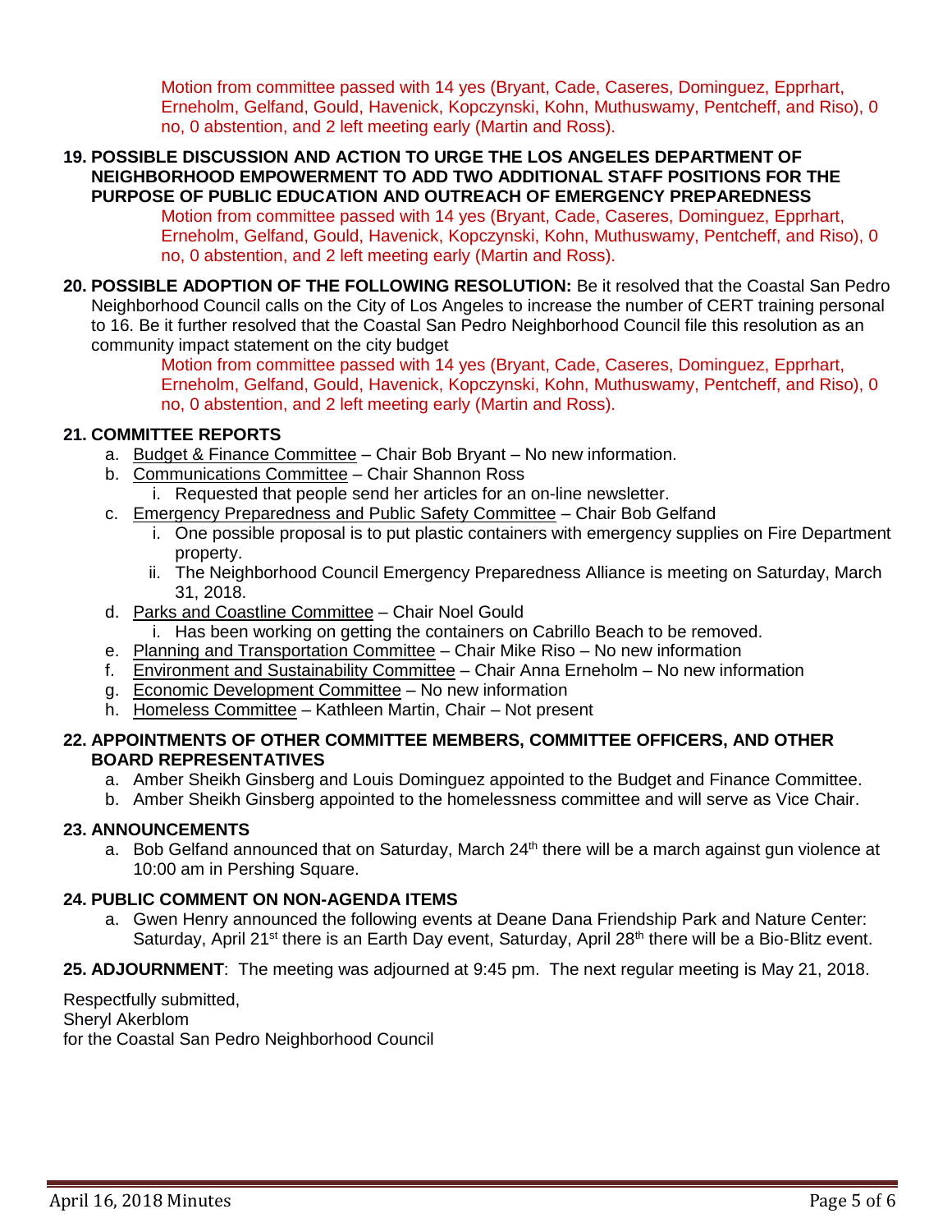Motion from committee passed with 14 yes (Bryant, Cade, Caseres, Dominguez, Epprhart, Erneholm, Gelfand, Gould, Havenick, Kopczynski, Kohn, Muthuswamy, Pentcheff, and Riso), 0 no, 0 abstention, and 2 left meeting early (Martin and Ross).

**19. POSSIBLE DISCUSSION AND ACTION TO URGE THE LOS ANGELES DEPARTMENT OF NEIGHBORHOOD EMPOWERMENT TO ADD TWO ADDITIONAL STAFF POSITIONS FOR THE PURPOSE OF PUBLIC EDUCATION AND OUTREACH OF EMERGENCY PREPAREDNESS**

Motion from committee passed with 14 yes (Bryant, Cade, Caseres, Dominguez, Epprhart, Erneholm, Gelfand, Gould, Havenick, Kopczynski, Kohn, Muthuswamy, Pentcheff, and Riso), 0 no, 0 abstention, and 2 left meeting early (Martin and Ross).

**20. POSSIBLE ADOPTION OF THE FOLLOWING RESOLUTION:** Be it resolved that the Coastal San Pedro Neighborhood Council calls on the City of Los Angeles to increase the number of CERT training personal to 16. Be it further resolved that the Coastal San Pedro Neighborhood Council file this resolution as an community impact statement on the city budget

Motion from committee passed with 14 yes (Bryant, Cade, Caseres, Dominguez, Epprhart, Erneholm, Gelfand, Gould, Havenick, Kopczynski, Kohn, Muthuswamy, Pentcheff, and Riso), 0 no, 0 abstention, and 2 left meeting early (Martin and Ross).

**21. COMMITTEE REPORTS**

a. Budget & Finance Committee – Chair Bob Bryant – No new information.
b. Communications Committee – Chair Shannon Ross
   i. Requested that people send her articles for an on-line newsletter.
c. Emergency Preparedness and Public Safety Committee – Chair Bob Gelfand
   i. One possible proposal is to put plastic containers with emergency supplies on Fire Department property.
   ii. The Neighborhood Council Emergency Preparedness Alliance is meeting on Saturday, March 31, 2018.
d. Parks and Coastline Committee – Chair Noel Gould
   i. Has been working on getting the containers on Cabrillo Beach to be removed.
e. Planning and Transportation Committee – Chair Mike Riso – No new information
f. Environment and Sustainability Committee – Chair Anna Erneholm – No new information
g. Economic Development Committee – No new information
h. Homeless Committee – Kathleen Martin, Chair – Not present

**22. APPOINTMENTS OF OTHER COMMITTEE MEMBERS, COMMITTEE OFFICERS, AND OTHER BOARD REPRESENTATIVES**

a. Amber Sheikh Ginsberg and Louis Dominguez appointed to the Budget and Finance Committee.
b. Amber Sheikh Ginsberg appointed to the homelessness committee and will serve as Vice Chair.

**23. ANNOUNCEMENTS**

a. Bob Gelfand announced that on Saturday, March 24th there will be a march against gun violence at 10:00 am in Pershing Square.

**24. PUBLIC COMMENT ON NON-AGENDA ITEMS**

a. Gwen Henry announced the following events at Deane Dana Friendship Park and Nature Center: Saturday, April 21st there is an Earth Day event, Saturday, April 28th there will be a Bio-Blitz event.

**25. ADJOURNMENT**: The meeting was adjourned at 9:45 pm. The next regular meeting is May 21, 2018.

Respectfully submitted,
Sheryl Akerblom
for the Coastal San Pedro Neighborhood Council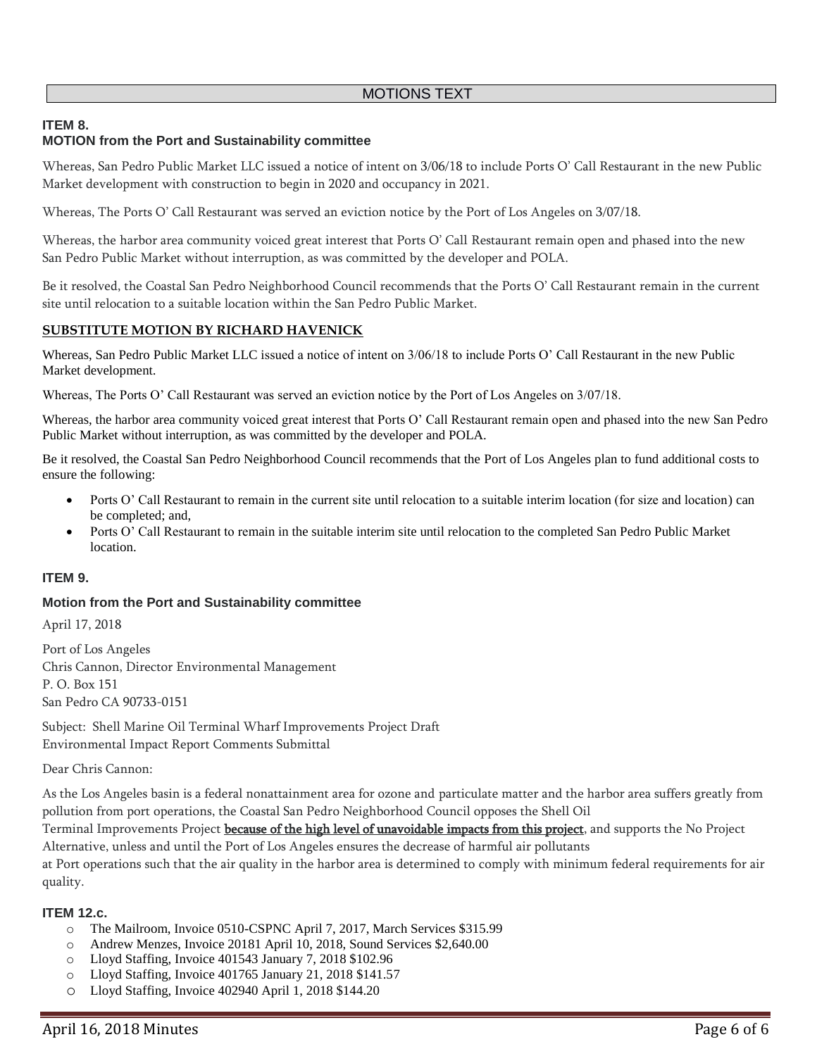## MOTIONS TEXT

### ITEM 8.
### MOTION from the Port and Sustainability committee

Whereas, San Pedro Public Market LLC issued a notice of intent on 3/06/18 to include Ports O' Call Restaurant in the new Public Market development with construction to begin in 2020 and occupancy in 2021.

Whereas, The Ports O' Call Restaurant was served an eviction notice by the Port of Los Angeles on 3/07/18.

Whereas, the harbor area community voiced great interest that Ports O' Call Restaurant remain open and phased into the new San Pedro Public Market without interruption, as was committed by the developer and POLA.

Be it resolved, the Coastal San Pedro Neighborhood Council recommends that the Ports O' Call Restaurant remain in the current site until relocation to a suitable location within the San Pedro Public Market.

**SUBSTITUTE MOTION BY RICHARD HAVENICK**

Whereas, San Pedro Public Market LLC issued a notice of intent on 3/06/18 to include Ports O' Call Restaurant in the new Public Market development.

Whereas, The Ports O' Call Restaurant was served an eviction notice by the Port of Los Angeles on 3/07/18.

Whereas, the harbor area community voiced great interest that Ports O' Call Restaurant remain open and phased into the new San Pedro Public Market without interruption, as was committed by the developer and POLA.

Be it resolved, the Coastal San Pedro Neighborhood Council recommends that the Port of Los Angeles plan to fund additional costs to ensure the following:

- Ports O' Call Restaurant to remain in the current site until relocation to a suitable interim location (for size and location) can be completed; and,
- Ports O' Call Restaurant to remain in the suitable interim site until relocation to the completed San Pedro Public Market location.

### ITEM 9.

### Motion from the Port and Sustainability committee

April 17, 2018

Port of Los Angeles
Chris Cannon, Director Environmental Management
P. O. Box 151
San Pedro CA 90733-0151

Subject: Shell Marine Oil Terminal Wharf Improvements Project Draft Environmental Impact Report Comments Submittal

Dear Chris Cannon:

As the Los Angeles basin is a federal nonattainment area for ozone and particulate matter and the harbor area suffers greatly from pollution from port operations, the Coastal San Pedro Neighborhood Council opposes the Shell Oil Terminal Improvements Project **because of the high level of unavoidable impacts from this project**, and supports the No Project Alternative, unless and until the Port of Los Angeles ensures the decrease of harmful air pollutants at Port operations such that the air quality in the harbor area is determined to comply with minimum federal requirements for air quality.

### ITEM 12.c.

- The Mailroom, Invoice 0510-CSPNC April 7, 2017, March Services $315.99
- Andrew Menzes, Invoice 20181 April 10, 2018, Sound Services $2,640.00
- Lloyd Staffing, Invoice 401543 January 7, 2018 $102.96
- Lloyd Staffing, Invoice 401765 January 21, 2018 $141.57
- Lloyd Staffing, Invoice 402940 April 1, 2018 $144.20